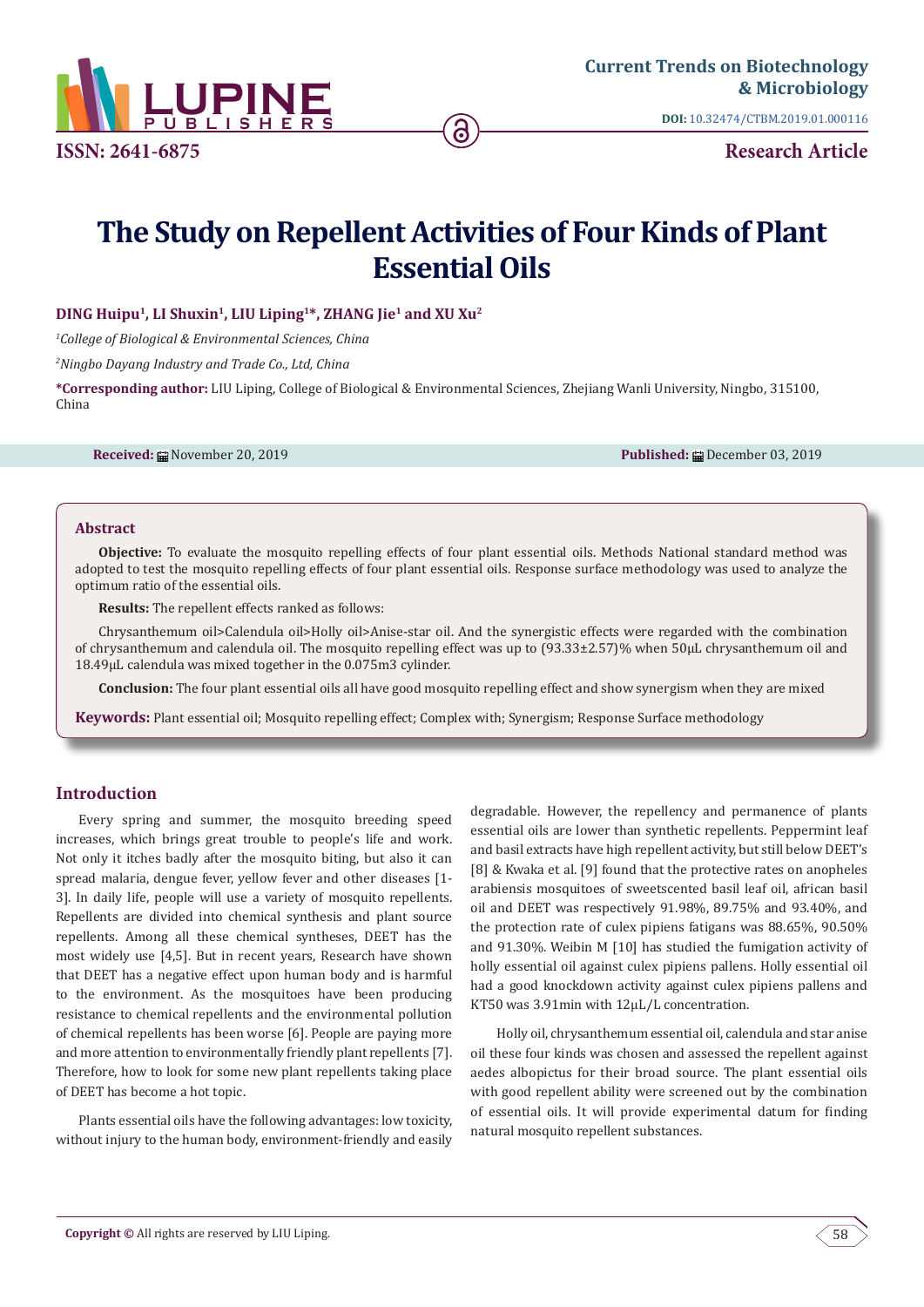# The Study on Repellent Activities of Four Kinds of Plant Essential Oils

**DING Huipu[1], LI Shuxin[1], LIU Liping[1]*, ZHANG Jie[1] and XU Xu[2]**

[1]*College of Biological & Environmental Sciences, China*

[2]*Ningbo Dayang Industry and Trade Co., Ltd, China*

**\*Corresponding author:** LIU Liping, College of Biological & Environmental Sciences, Zhejiang Wanli University, Ningbo, 315100, China

**Received:** November 20, 2019 **Published:** December 03, 2019

## Abstract

**Objective:** To evaluate the mosquito repelling effects of four plant essential oils. Methods National standard method was adopted to test the mosquito repelling effects of four plant essential oils. Response surface methodology was used to analyze the optimum ratio of the essential oils.

**Results:** The repellent effects ranked as follows:

Chrysanthemum oil>Calendula oil>Holly oil>Anise-star oil. And the synergistic effects were regarded with the combination of chrysanthemum and calendula oil. The mosquito repelling effect was up to (93.33±2.57)% when 50μL chrysanthemum oil and 18.49μL calendula was mixed together in the 0.075m3 cylinder.

**Conclusion:** The four plant essential oils all have good mosquito repelling effect and show synergism when they are mixed

**Keywords:** Plant essential oil; Mosquito repelling effect; Complex with; Synergism; Response Surface methodology

## Introduction

Every spring and summer, the mosquito breeding speed increases, which brings great trouble to people's life and work. Not only it itches badly after the mosquito biting, but also it can spread malaria, dengue fever, yellow fever and other diseases [1-3]. In daily life, people will use a variety of mosquito repellents. Repellents are divided into chemical synthesis and plant source repellents. Among all these chemical syntheses, DEET has the most widely use [4,5]. But in recent years, Research have shown that DEET has a negative effect upon human body and is harmful to the environment. As the mosquitoes have been producing resistance to chemical repellents and the environmental pollution of chemical repellents has been worse [6]. People are paying more and more attention to environmentally friendly plant repellents [7]. Therefore, how to look for some new plant repellents taking place of DEET has become a hot topic.

Plants essential oils have the following advantages: low toxicity, without injury to the human body, environment-friendly and easily degradable. However, the repellency and permanence of plants essential oils are lower than synthetic repellents. Peppermint leaf and basil extracts have high repellent activity, but still below DEET's [8] & Kwaka et al. [9] found that the protective rates on anopheles arabiensis mosquitoes of sweetscented basil leaf oil, african basil oil and DEET was respectively 91.98%, 89.75% and 93.40%, and the protection rate of culex pipiens fatigans was 88.65%, 90.50% and 91.30%. Weibin M [10] has studied the fumigation activity of holly essential oil against culex pipiens pallens. Holly essential oil had a good knockdown activity against culex pipiens pallens and KT50 was 3.91min with 12μL/L concentration.

Holly oil, chrysanthemum essential oil, calendula and star anise oil these four kinds was chosen and assessed the repellent against aedes albopictus for their broad source. The plant essential oils with good repellent ability were screened out by the combination of essential oils. It will provide experimental datum for finding natural mosquito repellent substances.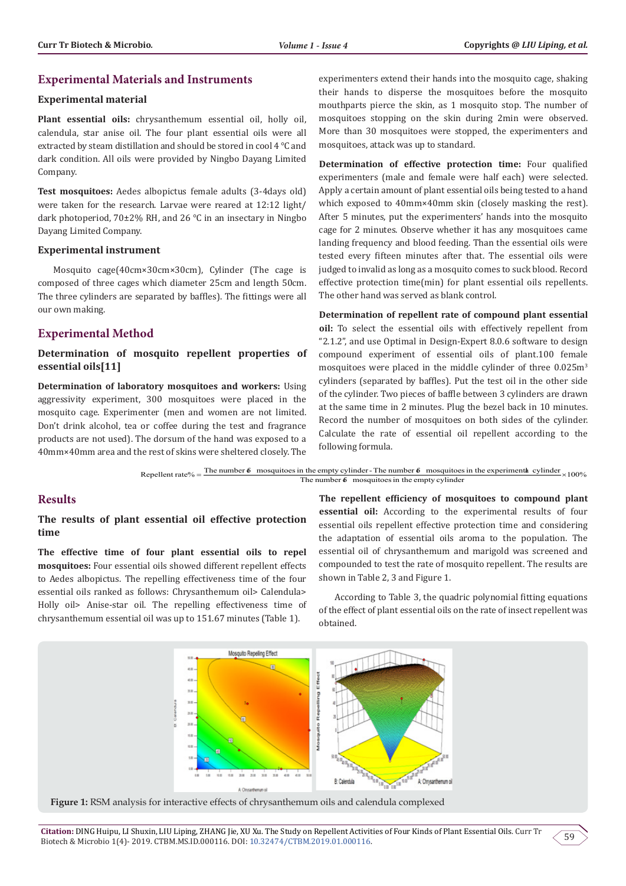## Experimental Materials and Instruments

### Experimental material

**Plant essential oils:** chrysanthemum essential oil, holly oil, calendula, star anise oil. The four plant essential oils were all extracted by steam distillation and should be stored in cool 4 °C and dark condition. All oils were provided by Ningbo Dayang Limited Company.

**Test mosquitoes:** Aedes albopictus female adults (3-4days old) were taken for the research. Larvae were reared at 12:12 light/dark photoperiod, 70±2% RH, and 26 °C in an insectary in Ningbo Dayang Limited Company.

### Experimental instrument

Mosquito cage(40cm×30cm×30cm), Cylinder (The cage is composed of three cages which diameter 25cm and length 50cm. The three cylinders are separated by baffles). The fittings were all our own making.

## Experimental Method

### Determination of mosquito repellent properties of essential oils[11]

**Determination of laboratory mosquitoes and workers:** Using aggressivity experiment, 300 mosquitoes were placed in the mosquito cage. Experimenter (men and women are not limited. Don't drink alcohol, tea or coffee during the test and fragrance products are not used). The dorsum of the hand was exposed to a 40mm×40mm area and the rest of skins were sheltered closely. The experimenters extend their hands into the mosquito cage, shaking their hands to disperse the mosquitoes before the mosquito mouthparts pierce the skin, as 1 mosquito stop. The number of mosquitoes stopping on the skin during 2min were observed. More than 30 mosquitoes were stopped, the experimenters and mosquitoes, attack was up to standard.

**Determination of effective protection time:** Four qualified experimenters (male and female were half each) were selected. Apply a certain amount of plant essential oils being tested to a hand which exposed to 40mm×40mm skin (closely masking the rest). After 5 minutes, put the experimenters' hands into the mosquito cage for 2 minutes. Observe whether it has any mosquitoes came landing frequency and blood feeding. Than the essential oils were tested every fifteen minutes after that. The essential oils were judged to invalid as long as a mosquito comes to suck blood. Record effective protection time(min) for plant essential oils repellents. The other hand was served as blank control.

**Determination of repellent rate of compound plant essential oil:** To select the essential oils with effectively repellent from "2.1.2", and use Optimal in Design-Expert 8.0.6 software to design compound experiment of essential oils of plant.100 female mosquitoes were placed in the middle cylinder of three 0.025m$^3$ cylinders (separated by baffles). Put the test oil in the other side of the cylinder. Two pieces of baffle between 3 cylinders are drawn at the same time in 2 minutes. Plug the bezel back in 10 minutes. Record the number of mosquitoes on both sides of the cylinder. Calculate the rate of essential oil repellent according to the following formula.

$$\text{Repellent rate\%} = \frac{\text{The number of mosquitoes in the empty cylinder} - \text{The number of mosquitoes in the experimental cylinder}}{\text{The number of mosquitoes in the empty cylinder}} \times 100\%$$

## Results

### The results of plant essential oil effective protection time

**The effective time of four plant essential oils to repel mosquitoes:** Four essential oils showed different repellent effects to Aedes albopictus. The repelling effectiveness time of the four essential oils ranked as follows: Chrysanthemum oil> Calendula> Holly oil> Anise-star oil. The repelling effectiveness time of chrysanthemum essential oil was up to 151.67 minutes (Table 1).

**The repellent efficiency of mosquitoes to compound plant essential oil:** According to the experimental results of four essential oils repellent effective protection time and considering the adaptation of essential oils aroma to the population. The essential oil of chrysanthemum and marigold was screened and compounded to test the rate of mosquito repellent. The results are shown in Table 2, 3 and Figure 1.

According to Table 3, the quadric polynomial fitting equations of the effect of plant essential oils on the rate of insect repellent was obtained.

**Figure 1:** RSM analysis for interactive effects of chrysanthemum oils and calendula complexed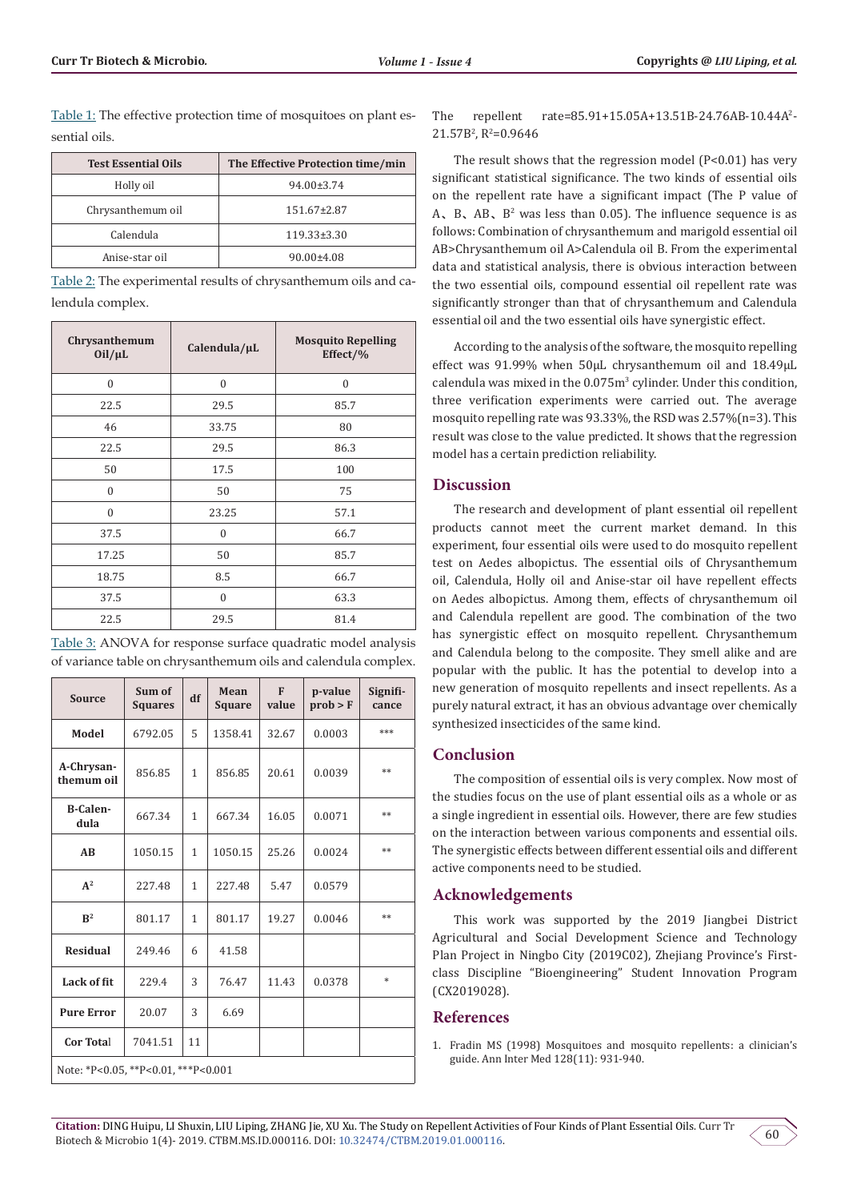Table 1: The effective protection time of mosquitoes on plant essential oils.

| Test Essential Oils | The Effective Protection time/min |
|---|---|
| Holly oil | 94.00±3.74 |
| Chrysanthemum oil | 151.67±2.87 |
| Calendula | 119.33±3.30 |
| Anise-star oil | 90.00±4.08 |

Table 2: The experimental results of chrysanthemum oils and calendula complex.

| Chrysanthemum Oil/μL | Calendula/μL | Mosquito Repelling Effect/% |
|---|---|---|
| 0 | 0 | 0 |
| 22.5 | 29.5 | 85.7 |
| 46 | 33.75 | 80 |
| 22.5 | 29.5 | 86.3 |
| 50 | 17.5 | 100 |
| 0 | 50 | 75 |
| 0 | 23.25 | 57.1 |
| 37.5 | 0 | 66.7 |
| 17.25 | 50 | 85.7 |
| 18.75 | 8.5 | 66.7 |
| 37.5 | 0 | 63.3 |
| 22.5 | 29.5 | 81.4 |

Table 3: ANOVA for response surface quadratic model analysis of variance table on chrysanthemum oils and calendula complex.

| Source | Sum of Squares | df | Mean Square | F value | p-value prob > F | Significance |
|---|---|---|---|---|---|---|
| Model | 6792.05 | 5 | 1358.41 | 32.67 | 0.0003 | *** |
| A-Chrysanthemum oil | 856.85 | 1 | 856.85 | 20.61 | 0.0039 | ** |
| B-Calendula | 667.34 | 1 | 667.34 | 16.05 | 0.0071 | ** |
| AB | 1050.15 | 1 | 1050.15 | 25.26 | 0.0024 | ** |
| $A^2$ | 227.48 | 1 | 227.48 | 5.47 | 0.0579 | |
| $B^2$ | 801.17 | 1 | 801.17 | 19.27 | 0.0046 | ** |
| Residual | 249.46 | 6 | 41.58 | | | |
| Lack of fit | 229.4 | 3 | 76.47 | 11.43 | 0.0378 | * |
| Pure Error | 20.07 | 3 | 6.69 | | | |
| Cor Total | 7041.51 | 11 | | | | |

Note: *P<0.05, **P<0.01, ***P<0.001

The repellent rate$=85.91+15.05A+13.51B-24.76AB-10.44A^2-21.57B^2$, $R^2=0.9646$

The result shows that the regression model ($P<0.01$) has very significant statistical significance. The two kinds of essential oils on the repellent rate have a significant impact (The P value of A、B、AB、$B^2$ was less than 0.05). The influence sequence is as follows: Combination of chrysanthemum and marigold essential oil AB>Chrysanthemum oil A>Calendula oil B. From the experimental data and statistical analysis, there is obvious interaction between the two essential oils, compound essential oil repellent rate was significantly stronger than that of chrysanthemum and Calendula essential oil and the two essential oils have synergistic effect.

According to the analysis of the software, the mosquito repelling effect was 91.99% when 50μL chrysanthemum oil and 18.49μL calendula was mixed in the 0.075$m^3$ cylinder. Under this condition, three verification experiments were carried out. The average mosquito repelling rate was 93.33%, the RSD was 2.57%(n=3). This result was close to the value predicted. It shows that the regression model has a certain prediction reliability.

## Discussion

The research and development of plant essential oil repellent products cannot meet the current market demand. In this experiment, four essential oils were used to do mosquito repellent test on Aedes albopictus. The essential oils of Chrysanthemum oil, Calendula, Holly oil and Anise-star oil have repellent effects on Aedes albopictus. Among them, effects of chrysanthemum oil and Calendula repellent are good. The combination of the two has synergistic effect on mosquito repellent. Chrysanthemum and Calendula belong to the composite. They smell alike and are popular with the public. It has the potential to develop into a new generation of mosquito repellents and insect repellents. As a purely natural extract, it has an obvious advantage over chemically synthesized insecticides of the same kind.

## Conclusion

The composition of essential oils is very complex. Now most of the studies focus on the use of plant essential oils as a whole or as a single ingredient in essential oils. However, there are few studies on the interaction between various components and essential oils. The synergistic effects between different essential oils and different active components need to be studied.

## Acknowledgements

This work was supported by the 2019 Jiangbei District Agricultural and Social Development Science and Technology Plan Project in Ningbo City (2019C02), Zhejiang Province's First-class Discipline "Bioengineering" Student Innovation Program (CX2019028).

## References

1. Fradin MS (1998) Mosquitoes and mosquito repellents: a clinician's guide. Ann Inter Med 128(11): 931-940.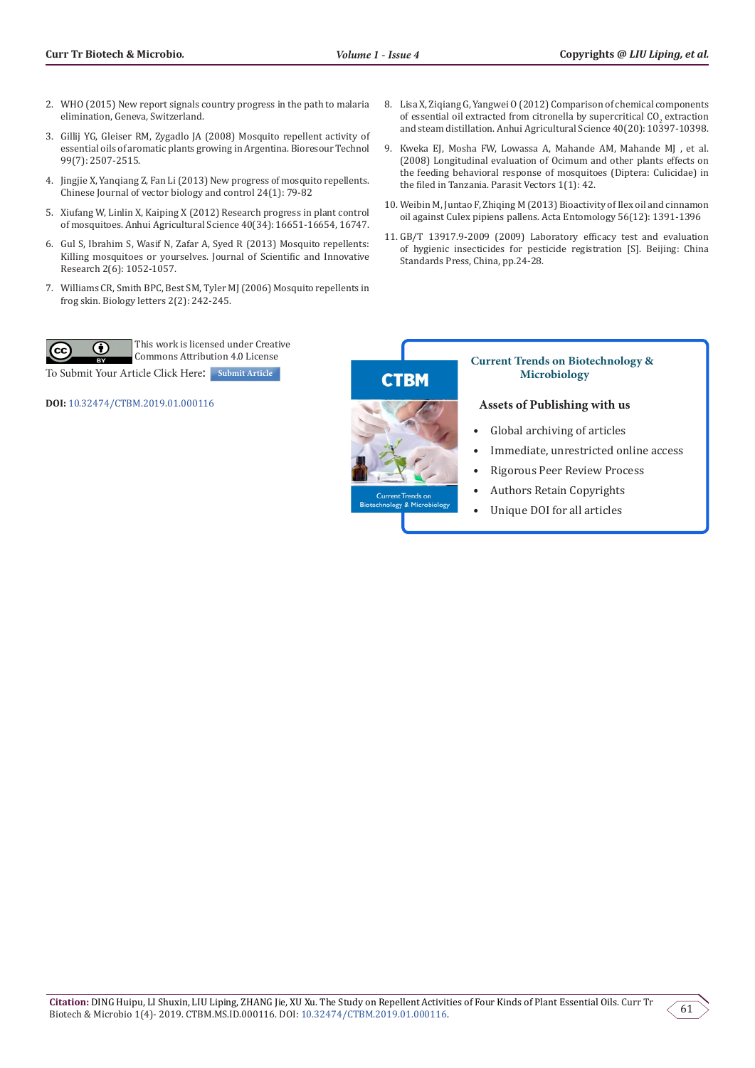2. WHO (2015) New report signals country progress in the path to malaria elimination, Geneva, Switzerland.
3. Gillij YG, Gleiser RM, Zygadlo JA (2008) Mosquito repellent activity of essential oils of aromatic plants growing in Argentina. Bioresour Technol 99(7): 2507-2515.
4. Jingjie X, Yanqiang Z, Fan Li (2013) New progress of mosquito repellents. Chinese Journal of vector biology and control 24(1): 79-82
5. Xiufang W, Linlin X, Kaiping X (2012) Research progress in plant control of mosquitoes. Anhui Agricultural Science 40(34): 16651-16654, 16747.
6. Gul S, Ibrahim S, Wasif N, Zafar A, Syed R (2013) Mosquito repellents: Killing mosquitoes or yourselves. Journal of Scientific and Innovative Research 2(6): 1052-1057.
7. Williams CR, Smith BPC, Best SM, Tyler MJ (2006) Mosquito repellents in frog skin. Biology letters 2(2): 242-245.
8. Lisa X, Ziqiang G, Yangwei O (2012) Comparison of chemical components of essential oil extracted from citronella by supercritical $CO_2$ extraction and steam distillation. Anhui Agricultural Science 40(20): 10397-10398.
9. Kweka EJ, Mosha FW, Lowassa A, Mahande AM, Mahande MJ , et al. (2008) Longitudinal evaluation of Ocimum and other plants effects on the feeding behavioral response of mosquitoes (Diptera: Culicidae) in the filed in Tanzania. Parasit Vectors 1(1): 42.
10. Weibin M, Juntao F, Zhiqing M (2013) Bioactivity of Ilex oil and cinnamon oil against Culex pipiens pallens. Acta Entomology 56(12): 1391-1396
11. GB/T 13917.9-2009 (2009) Laboratory efficacy test and evaluation of hygienic insecticides for pesticide registration [S]. Beijing: China Standards Press, China, pp.24-28.

This work is licensed under Creative Commons Attribution 4.0 License

To Submit Your Article Click Here: Submit Article

**DOI:** 10.32474/CTBM.2019.01.000116

**Current Trends on Biotechnology & Microbiology**

**Assets of Publishing with us**

- Global archiving of articles
- Immediate, unrestricted online access
- Rigorous Peer Review Process
- Authors Retain Copyrights
- Unique DOI for all articles

**Citation:** DING Huipu, LI Shuxin, LIU Liping, ZHANG Jie, XU Xu. The Study on Repellent Activities of Four Kinds of Plant Essential Oils. Curr Tr Biotech & Microbio 1(4)- 2019. CTBM.MS.ID.000116. DOI: 10.32474/CTBM.2019.01.000116.